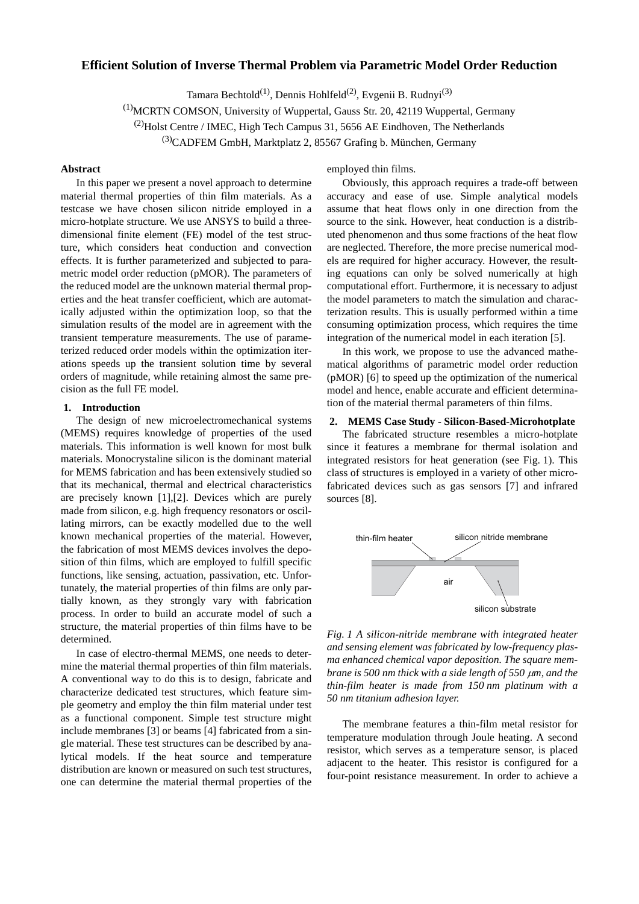# Efficient Solution of Inverse Thermal Problem via Parametric Model Order Reduction

Tamara Bechtold[1], Dennis Hohlfeld[2], Evgenii B. Rudnyi[3]

[1]MCRTN COMSON, University of Wuppertal, Gauss Str. 20, 42119 Wuppertal, Germany

[2]Holst Centre / IMEC, High Tech Campus 31, 5656 AE Eindhoven, The Netherlands

[3]CADFEM GmbH, Marktplatz 2, 85567 Grafing b. München, Germany

## Abstract

In this paper we present a novel approach to determine material thermal properties of thin film materials. As a testcase we have chosen silicon nitride employed in a micro-hotplate structure. We use ANSYS to build a three-dimensional finite element (FE) model of the test structure, which considers heat conduction and convection effects. It is further parameterized and subjected to parametric model order reduction (pMOR). The parameters of the reduced model are the unknown material thermal properties and the heat transfer coefficient, which are automatically adjusted within the optimization loop, so that the simulation results of the model are in agreement with the transient temperature measurements. The use of parameterized reduced order models within the optimization iterations speeds up the transient solution time by several orders of magnitude, while retaining almost the same precision as the full FE model.

## 1. Introduction

The design of new microelectromechanical systems (MEMS) requires knowledge of properties of the used materials. This information is well known for most bulk materials. Monocrystaline silicon is the dominant material for MEMS fabrication and has been extensively studied so that its mechanical, thermal and electrical characteristics are precisely known [1],[2]. Devices which are purely made from silicon, e.g. high frequency resonators or oscillating mirrors, can be exactly modelled due to the well known mechanical properties of the material. However, the fabrication of most MEMS devices involves the deposition of thin films, which are employed to fulfill specific functions, like sensing, actuation, passivation, etc. Unfortunately, the material properties of thin films are only partially known, as they strongly vary with fabrication process. In order to build an accurate model of such a structure, the material properties of thin films have to be determined.

In case of electro-thermal MEMS, one needs to determine the material thermal properties of thin film materials. A conventional way to do this is to design, fabricate and characterize dedicated test structures, which feature simple geometry and employ the thin film material under test as a functional component. Simple test structure might include membranes [3] or beams [4] fabricated from a single material. These test structures can be described by analytical models. If the heat source and temperature distribution are known or measured on such test structures, one can determine the material thermal properties of the employed thin films.

Obviously, this approach requires a trade-off between accuracy and ease of use. Simple analytical models assume that heat flows only in one direction from the source to the sink. However, heat conduction is a distributed phenomenon and thus some fractions of the heat flow are neglected. Therefore, the more precise numerical models are required for higher accuracy. However, the resulting equations can only be solved numerically at high computational effort. Furthermore, it is necessary to adjust the model parameters to match the simulation and characterization results. This is usually performed within a time consuming optimization process, which requires the time integration of the numerical model in each iteration [5].

In this work, we propose to use the advanced mathematical algorithms of parametric model order reduction (pMOR) [6] to speed up the optimization of the numerical model and hence, enable accurate and efficient determination of the material thermal parameters of thin films.

## 2. MEMS Case Study - Silicon-Based-Microhotplate

The fabricated structure resembles a micro-hotplate since it features a membrane for thermal isolation and integrated resistors for heat generation (see Fig. 1). This class of structures is employed in a variety of other microfabricated devices such as gas sensors [7] and infrared sources [8].

thin-film heater

silicon nitride membrane

air

silicon substrate

*Fig. 1 A silicon-nitride membrane with integrated heater and sensing element was fabricated by low-frequency plasma enhanced chemical vapor deposition. The square membrane is 500 nm thick with a side length of 550 μm, and the thin-film heater is made from 150 nm platinum with a 50 nm titanium adhesion layer.*

The membrane features a thin-film metal resistor for temperature modulation through Joule heating. A second resistor, which serves as a temperature sensor, is placed adjacent to the heater. This resistor is configured for a four-point resistance measurement. In order to achieve a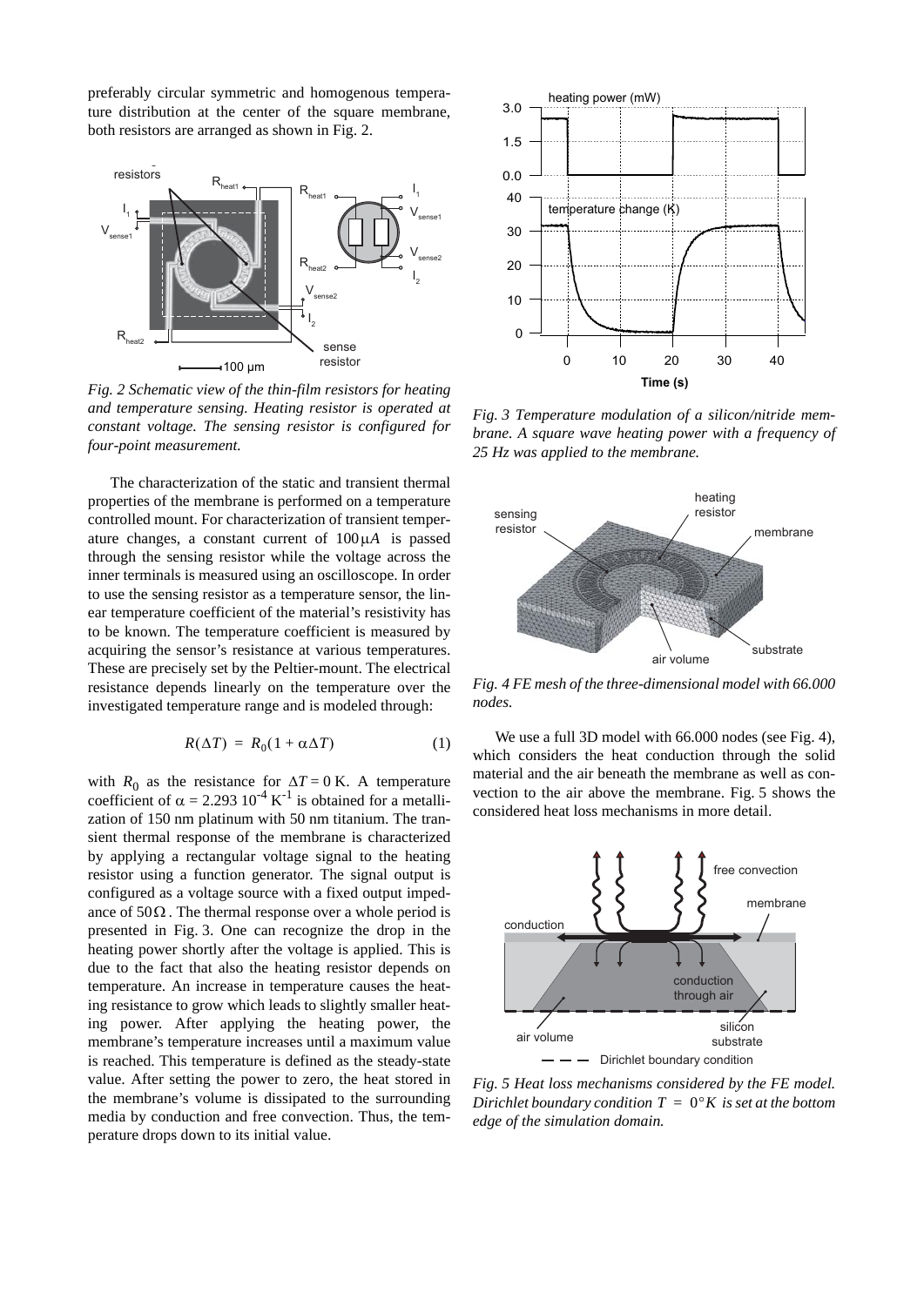preferably circular symmetric and homogenous temperature distribution at the center of the square membrane, both resistors are arranged as shown in Fig. 2.

*Fig. 2 Schematic view of the thin-film resistors for heating and temperature sensing. Heating resistor is operated at constant voltage. The sensing resistor is configured for four-point measurement.*

The characterization of the static and transient thermal properties of the membrane is performed on a temperature controlled mount. For characterization of transient temperature changes, a constant current of $100\,\mu A$ is passed through the sensing resistor while the voltage across the inner terminals is measured using an oscilloscope. In order to use the sensing resistor as a temperature sensor, the linear temperature coefficient of the material's resistivity has to be known. The temperature coefficient is measured by acquiring the sensor's resistance at various temperatures. These are precisely set by the Peltier-mount. The electrical resistance depends linearly on the temperature over the investigated temperature range and is modeled through:

$$R(\Delta T) = R_0(1 + \alpha \Delta T) \qquad (1)$$

with $R_0$ as the resistance for $\Delta T = 0$ K. A temperature coefficient of $\alpha = 2.293\ 10^{-4}\ \mathrm{K}^{-1}$ is obtained for a metallization of 150 nm platinum with 50 nm titanium. The transient thermal response of the membrane is characterized by applying a rectangular voltage signal to the heating resistor using a function generator. The signal output is configured as a voltage source with a fixed output impedance of $50\,\Omega$. The thermal response over a whole period is presented in Fig. 3. One can recognize the drop in the heating power shortly after the voltage is applied. This is due to the fact that also the heating resistor depends on temperature. An increase in temperature causes the heating resistance to grow which leads to slightly smaller heating power. After applying the heating power, the membrane's temperature increases until a maximum value is reached. This temperature is defined as the steady-state value. After setting the power to zero, the heat stored in the membrane's volume is dissipated to the surrounding media by conduction and free convection. Thus, the temperature drops down to its initial value.

*Fig. 3 Temperature modulation of a silicon/nitride membrane. A square wave heating power with a frequency of 25 Hz was applied to the membrane.*

*Fig. 4 FE mesh of the three-dimensional model with 66.000 nodes.*

We use a full 3D model with 66.000 nodes (see Fig. 4), which considers the heat conduction through the solid material and the air beneath the membrane as well as convection to the air above the membrane. Fig. 5 shows the considered heat loss mechanisms in more detail.

*Fig. 5 Heat loss mechanisms considered by the FE model. Dirichlet boundary condition $T = 0°K$ is set at the bottom edge of the simulation domain.*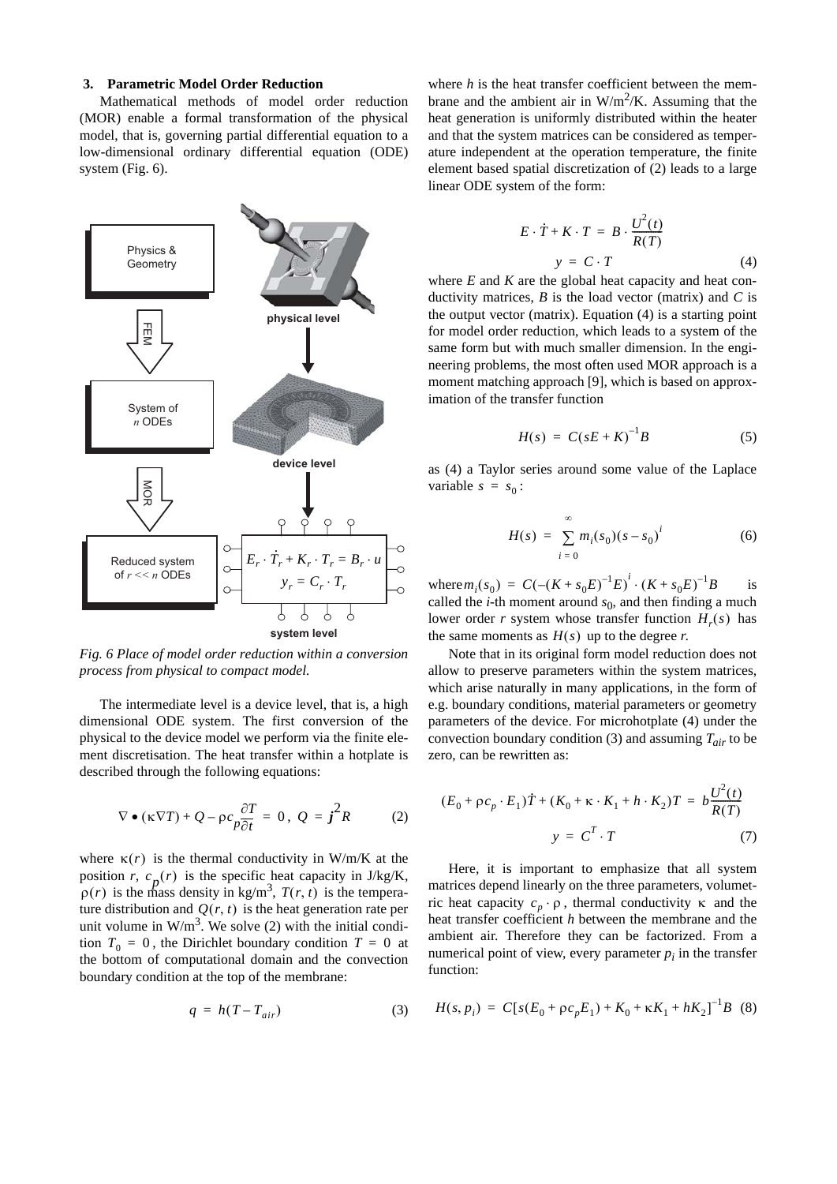### 3. Parametric Model Order Reduction

Mathematical methods of model order reduction (MOR) enable a formal transformation of the physical model, that is, governing partial differential equation to a low-dimensional ordinary differential equation (ODE) system (Fig. 6).

*Fig. 6 Place of model order reduction within a conversion process from physical to compact model.*

The intermediate level is a device level, that is, a high dimensional ODE system. The first conversion of the physical to the device model we perform via the finite element discretisation. The heat transfer within a hotplate is described through the following equations:

$$\nabla \bullet (\kappa \nabla T) + Q - \rho c_p \frac{\partial T}{\partial t} = 0\,,\ Q = j^2 R \qquad (2)$$

where $\kappa(r)$ is the thermal conductivity in W/m/K at the position $r$, $c_p(r)$ is the specific heat capacity in J/kg/K, $\rho(r)$ is the mass density in kg/m$^3$, $T(r, t)$ is the temperature distribution and $Q(r, t)$ is the heat generation rate per unit volume in W/m$^3$. We solve (2) with the initial condition $T_0 = 0$, the Dirichlet boundary condition $T = 0$ at the bottom of computational domain and the convection boundary condition at the top of the membrane:

$$q = h(T - T_{air}) \qquad (3)$$

where $h$ is the heat transfer coefficient between the membrane and the ambient air in W/m$^2$/K. Assuming that the heat generation is uniformly distributed within the heater and that the system matrices can be considered as temperature independent at the operation temperature, the finite element based spatial discretization of (2) leads to a large linear ODE system of the form:

$$E \cdot \dot{T} + K \cdot T = B \cdot \frac{U^2(t)}{R(T)}$$
$$y = C \cdot T \qquad (4)$$

where $E$ and $K$ are the global heat capacity and heat conductivity matrices, $B$ is the load vector (matrix) and $C$ is the output vector (matrix). Equation (4) is a starting point for model order reduction, which leads to a system of the same form but with much smaller dimension. In the engineering problems, the most often used MOR approach is a moment matching approach [9], which is based on approximation of the transfer function

$$H(s) = C(sE + K)^{-1}B \qquad (5)$$

as (4) a Taylor series around some value of the Laplace variable $s = s_0$:

$$H(s) = \sum_{i=0}^{\infty} m_i(s_0)(s - s_0)^i \qquad (6)$$

where $m_i(s_0) = C(-(K + s_0E)^{-1}E)^i \cdot (K + s_0E)^{-1}B$ is called the $i$-th moment around $s_0$, and then finding a much lower order $r$ system whose transfer function $H_r(s)$ has the same moments as $H(s)$ up to the degree $r$.

Note that in its original form model reduction does not allow to preserve parameters within the system matrices, which arise naturally in many applications, in the form of e.g. boundary conditions, material parameters or geometry parameters of the device. For microhotplate (4) under the convection boundary condition (3) and assuming $T_{air}$ to be zero, can be rewritten as:

$$(E_0 + \rho c_p \cdot E_1)\dot{T} + (K_0 + \kappa \cdot K_1 + h \cdot K_2)T = b\frac{U^2(t)}{R(T)}$$
$$y = C^T \cdot T \qquad (7)$$

Here, it is important to emphasize that all system matrices depend linearly on the three parameters, volumetric heat capacity $c_p \cdot \rho$, thermal conductivity $\kappa$ and the heat transfer coefficient $h$ between the membrane and the ambient air. Therefore they can be factorized. From a numerical point of view, every parameter $p_i$ in the transfer function:

$$H(s, p_i) = C[s(E_0 + \rho c_p E_1) + K_0 + \kappa K_1 + hK_2]^{-1}B \quad (8)$$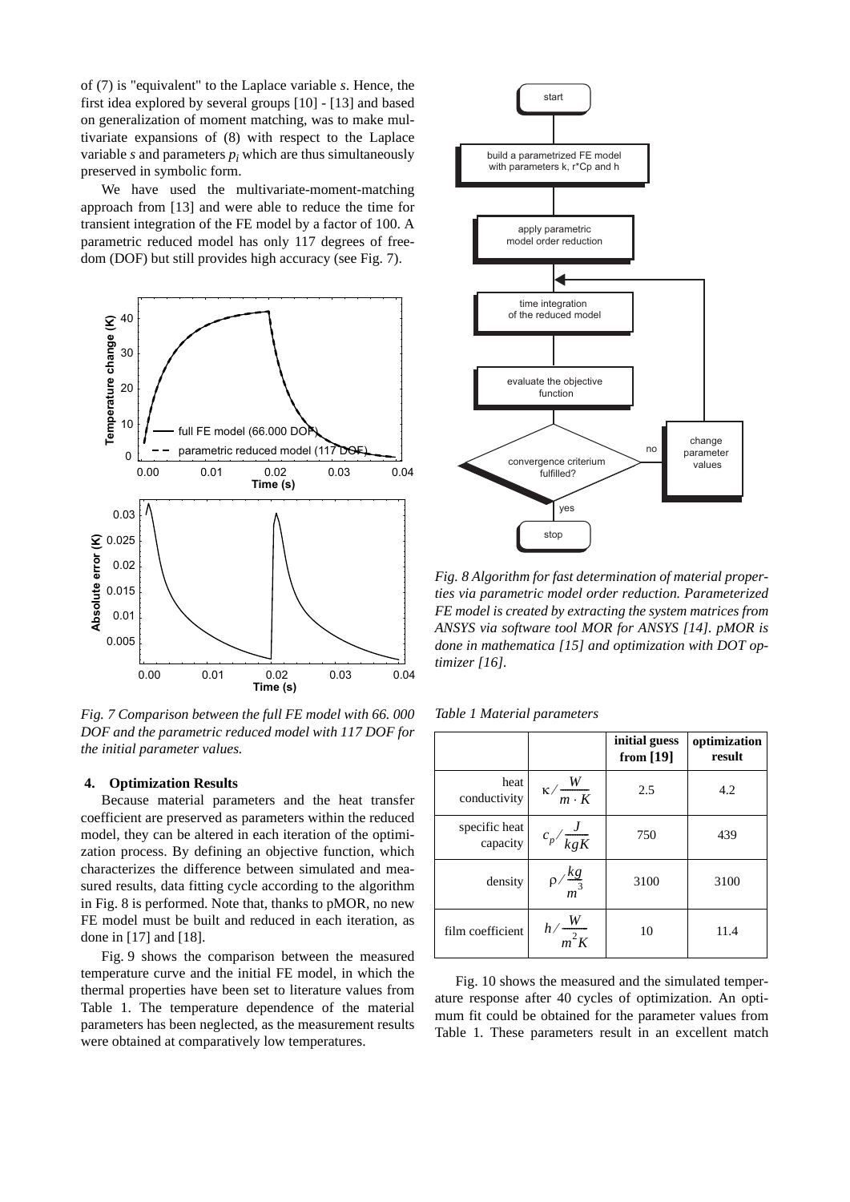of (7) is "equivalent" to the Laplace variable *s*. Hence, the first idea explored by several groups [10] - [13] and based on generalization of moment matching, was to make multivariate expansions of (8) with respect to the Laplace variable *s* and parameters $p_i$ which are thus simultaneously preserved in symbolic form.

We have used the multivariate-moment-matching approach from [13] and were able to reduce the time for transient integration of the FE model by a factor of 100. A parametric reduced model has only 117 degrees of freedom (DOF) but still provides high accuracy (see Fig. 7).

*Fig. 7 Comparison between the full FE model with 66. 000 DOF and the parametric reduced model with 117 DOF for the initial parameter values.*

## 4. Optimization Results

Because material parameters and the heat transfer coefficient are preserved as parameters within the reduced model, they can be altered in each iteration of the optimization process. By defining an objective function, which characterizes the difference between simulated and measured results, data fitting cycle according to the algorithm in Fig. 8 is performed. Note that, thanks to pMOR, no new FE model must be built and reduced in each iteration, as done in [17] and [18].

Fig. 9 shows the comparison between the measured temperature curve and the initial FE model, in which the thermal properties have been set to literature values from Table 1. The temperature dependence of the material parameters has been neglected, as the measurement results were obtained at comparatively low temperatures.

*Fig. 8 Algorithm for fast determination of material properties via parametric model order reduction. Parameterized FE model is created by extracting the system matrices from ANSYS via software tool MOR for ANSYS [14]. pMOR is done in mathematica [15] and optimization with DOT optimizer [16].*

*Table 1 Material parameters*

| | | initial guess from [19] | optimization result |
|---|---|---|---|
| heat conductivity | $\kappa / \frac{W}{m \cdot K}$ | 2.5 | 4.2 |
| specific heat capacity | $c_p / \frac{J}{kgK}$ | 750 | 439 |
| density | $\rho / \frac{kg}{m^3}$ | 3100 | 3100 |
| film coefficient | $h / \frac{W}{m^2 K}$ | 10 | 11.4 |

Fig. 10 shows the measured and the simulated temperature response after 40 cycles of optimization. An optimum fit could be obtained for the parameter values from Table 1. These parameters result in an excellent match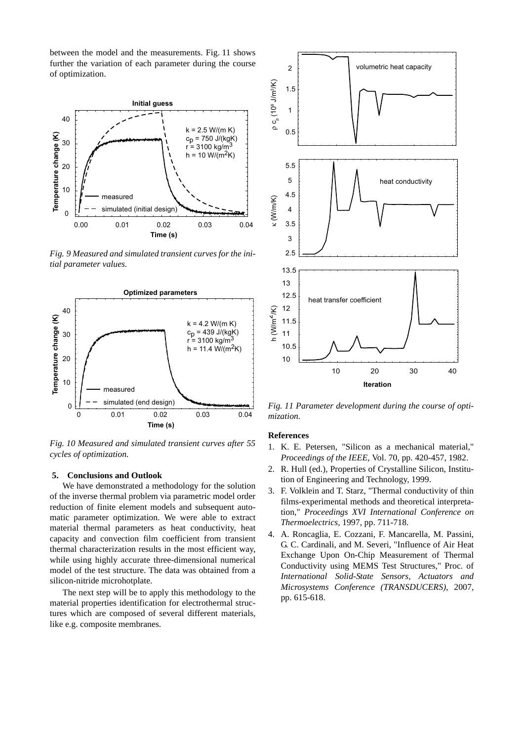between the model and the measurements. Fig. 11 shows further the variation of each parameter during the course of optimization.

*Fig. 9 Measured and simulated transient curves for the initial parameter values.*

*Fig. 10 Measured and simulated transient curves after 55 cycles of optimization.*

## 5. Conclusions and Outlook

We have demonstrated a methodology for the solution of the inverse thermal problem via parametric model order reduction of finite element models and subsequent automatic parameter optimization. We were able to extract material thermal parameters as heat conductivity, heat capacity and convection film coefficient from transient thermal characterization results in the most efficient way, while using highly accurate three-dimensional numerical model of the test structure. The data was obtained from a silicon-nitride microhotplate.

The next step will be to apply this methodology to the material properties identification for electrothermal structures which are composed of several different materials, like e.g. composite membranes.

*Fig. 11 Parameter development during the course of optimization.*

## References

1. K. E. Petersen, "Silicon as a mechanical material," *Proceedings of the IEEE*, Vol. 70, pp. 420-457, 1982.
2. R. Hull (ed.), Properties of Crystalline Silicon, Institution of Engineering and Technology, 1999.
3. F. Volklein and T. Starz, "Thermal conductivity of thin films-experimental methods and theoretical interpretation," *Proceedings XVI International Conference on Thermoelectrics*, 1997, pp. 711-718.
4. A. Roncaglia, E. Cozzani, F. Mancarella, M. Passini, G. C. Cardinali, and M. Severi, "Influence of Air Heat Exchange Upon On-Chip Measurement of Thermal Conductivity using MEMS Test Structures," Proc. of *International Solid-State Sensors, Actuators and Microsystems Conference (TRANSDUCERS)*, 2007, pp. 615-618.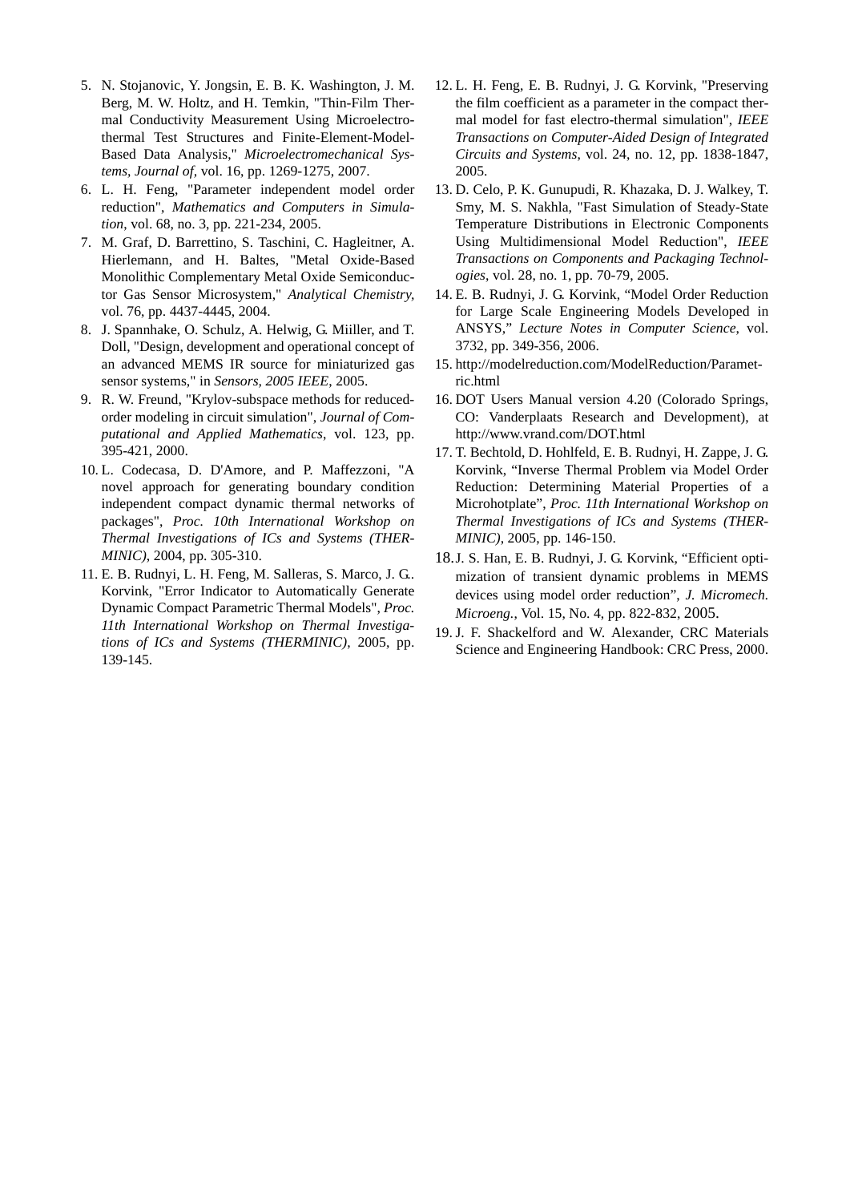5. N. Stojanovic, Y. Jongsin, E. B. K. Washington, J. M. Berg, M. W. Holtz, and H. Temkin, "Thin-Film Thermal Conductivity Measurement Using Microelectrothermal Test Structures and Finite-Element-Model-Based Data Analysis," *Microelectromechanical Systems, Journal of*, vol. 16, pp. 1269-1275, 2007.
6. L. H. Feng, "Parameter independent model order reduction", *Mathematics and Computers in Simulation*, vol. 68, no. 3, pp. 221-234, 2005.
7. M. Graf, D. Barrettino, S. Taschini, C. Hagleitner, A. Hierlemann, and H. Baltes, "Metal Oxide-Based Monolithic Complementary Metal Oxide Semiconductor Gas Sensor Microsystem," *Analytical Chemistry*, vol. 76, pp. 4437-4445, 2004.
8. J. Spannhake, O. Schulz, A. Helwig, G. Miiller, and T. Doll, "Design, development and operational concept of an advanced MEMS IR source for miniaturized gas sensor systems," in *Sensors, 2005 IEEE*, 2005.
9. R. W. Freund, "Krylov-subspace methods for reduced-order modeling in circuit simulation", *Journal of Computational and Applied Mathematics*, vol. 123, pp. 395-421, 2000.
10. L. Codecasa, D. D'Amore, and P. Maffezzoni, "A novel approach for generating boundary condition independent compact dynamic thermal networks of packages", *Proc. 10th International Workshop on Thermal Investigations of ICs and Systems (THERMINIC)*, 2004, pp. 305-310.
11. E. B. Rudnyi, L. H. Feng, M. Salleras, S. Marco, J. G.. Korvink, "Error Indicator to Automatically Generate Dynamic Compact Parametric Thermal Models", *Proc. 11th International Workshop on Thermal Investigations of ICs and Systems (THERMINIC)*, 2005, pp. 139-145.
12. L. H. Feng, E. B. Rudnyi, J. G. Korvink, "Preserving the film coefficient as a parameter in the compact thermal model for fast electro-thermal simulation", *IEEE Transactions on Computer-Aided Design of Integrated Circuits and Systems*, vol. 24, no. 12, pp. 1838-1847, 2005.
13. D. Celo, P. K. Gunupudi, R. Khazaka, D. J. Walkey, T. Smy, M. S. Nakhla, "Fast Simulation of Steady-State Temperature Distributions in Electronic Components Using Multidimensional Model Reduction", *IEEE Transactions on Components and Packaging Technologies*, vol. 28, no. 1, pp. 70-79, 2005.
14. E. B. Rudnyi, J. G. Korvink, "Model Order Reduction for Large Scale Engineering Models Developed in ANSYS," *Lecture Notes in Computer Science*, vol. 3732, pp. 349-356, 2006.
15. http://modelreduction.com/ModelReduction/Parametric.html
16. DOT Users Manual version 4.20 (Colorado Springs, CO: Vanderplaats Research and Development), at http://www.vrand.com/DOT.html
17. T. Bechtold, D. Hohlfeld, E. B. Rudnyi, H. Zappe, J. G. Korvink, "Inverse Thermal Problem via Model Order Reduction: Determining Material Properties of a Microhotplate", *Proc. 11th International Workshop on Thermal Investigations of ICs and Systems (THERMINIC)*, 2005, pp. 146-150.
18. J. S. Han, E. B. Rudnyi, J. G. Korvink, "Efficient optimization of transient dynamic problems in MEMS devices using model order reduction", *J. Micromech. Microeng.*, Vol. 15, No. 4, pp. 822-832, 2005.
19. J. F. Shackelford and W. Alexander, CRC Materials Science and Engineering Handbook: CRC Press, 2000.